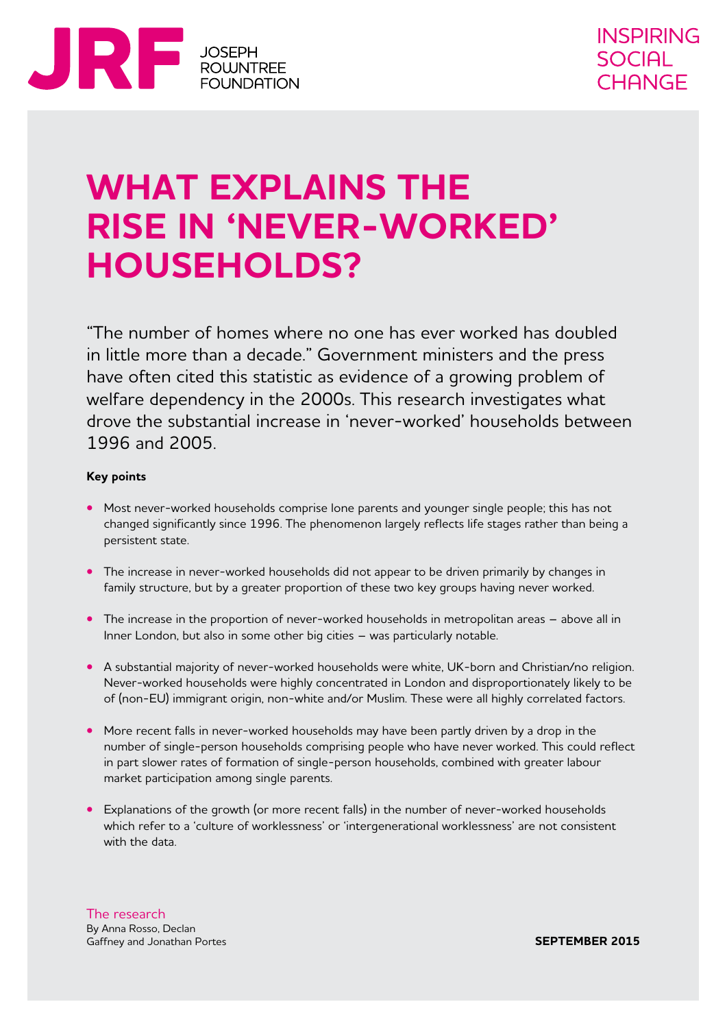JRF JOSEPH ROWNTREE FOUNDATION

INSPIRING SOCIAL CHANGE

# WHAT EXPLAINS THE RISE IN 'NEVER-WORKED' HOUSEHOLDS?

"The number of homes where no one has ever worked has doubled in little more than a decade." Government ministers and the press have often cited this statistic as evidence of a growing problem of welfare dependency in the 2000s. This research investigates what drove the substantial increase in 'never-worked' households between 1996 and 2005.

**Key points**

- Most never-worked households comprise lone parents and younger single people; this has not changed significantly since 1996. The phenomenon largely reflects life stages rather than being a persistent state.
- The increase in never-worked households did not appear to be driven primarily by changes in family structure, but by a greater proportion of these two key groups having never worked.
- The increase in the proportion of never-worked households in metropolitan areas – above all in Inner London, but also in some other big cities – was particularly notable.
- A substantial majority of never-worked households were white, UK-born and Christian/no religion. Never-worked households were highly concentrated in London and disproportionately likely to be of (non-EU) immigrant origin, non-white and/or Muslim. These were all highly correlated factors.
- More recent falls in never-worked households may have been partly driven by a drop in the number of single-person households comprising people who have never worked. This could reflect in part slower rates of formation of single-person households, combined with greater labour market participation among single parents.
- Explanations of the growth (or more recent falls) in the number of never-worked households which refer to a 'culture of worklessness' or 'intergenerational worklessness' are not consistent with the data.

The research
By Anna Rosso, Declan Gaffney and Jonathan Portes

**SEPTEMBER 2015**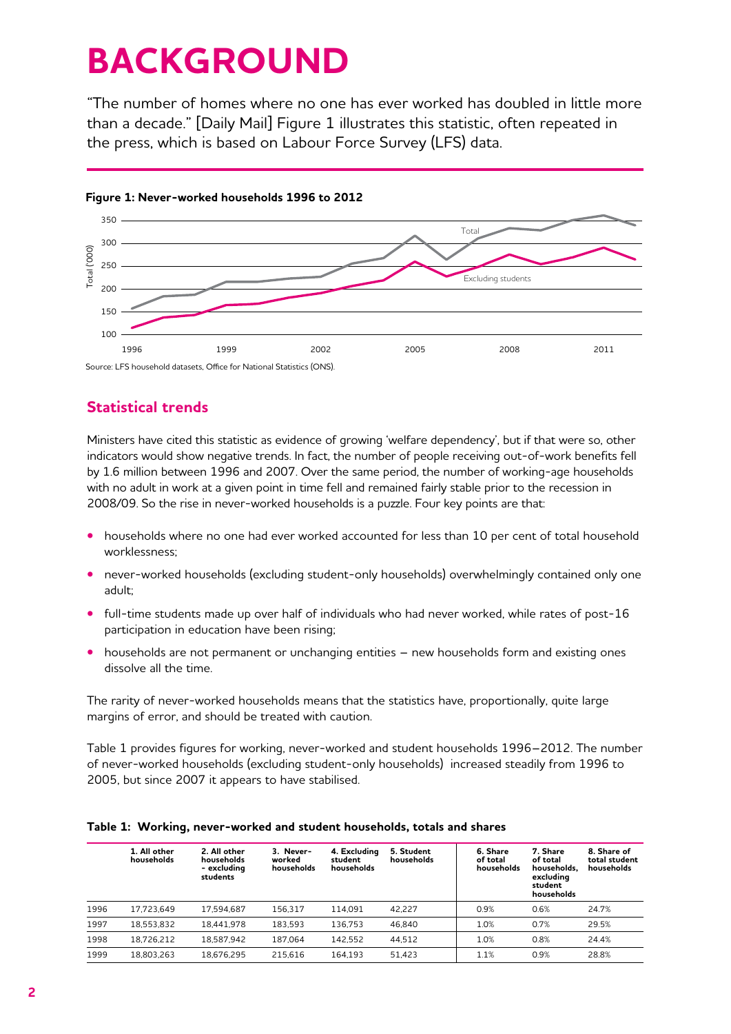# BACKGROUND

"The number of homes where no one has ever worked has doubled in little more than a decade." [Daily Mail] Figure 1 illustrates this statistic, often repeated in the press, which is based on Labour Force Survey (LFS) data.

**Figure 1: Never-worked households 1996 to 2012**

Source: LFS household datasets, Office for National Statistics (ONS).

## Statistical trends

Ministers have cited this statistic as evidence of growing 'welfare dependency', but if that were so, other indicators would show negative trends. In fact, the number of people receiving out-of-work benefits fell by 1.6 million between 1996 and 2007. Over the same period, the number of working-age households with no adult in work at a given point in time fell and remained fairly stable prior to the recession in 2008/09. So the rise in never-worked households is a puzzle. Four key points are that:

- households where no one had ever worked accounted for less than 10 per cent of total household worklessness;
- never-worked households (excluding student-only households) overwhelmingly contained only one adult;
- full-time students made up over half of individuals who had never worked, while rates of post-16 participation in education have been rising;
- households are not permanent or unchanging entities – new households form and existing ones dissolve all the time.

The rarity of never-worked households means that the statistics have, proportionally, quite large margins of error, and should be treated with caution.

Table 1 provides figures for working, never-worked and student households 1996–2012. The number of never-worked households (excluding student-only households) increased steadily from 1996 to 2005, but since 2007 it appears to have stabilised.

**Table 1: Working, never-worked and student households, totals and shares**

| | 1. All other households | 2. All other households - excluding students | 3. Never-worked households | 4. Excluding student households | 5. Student households | 6. Share of total households | 7. Share of total households, excluding student households | 8. Share of total student households |
|---|---|---|---|---|---|---|---|---|
| 1996 | 17,723,649 | 17,594,687 | 156,317 | 114,091 | 42,227 | 0.9% | 0.6% | 24.7% |
| 1997 | 18,553,832 | 18,441,978 | 183,593 | 136,753 | 46,840 | 1.0% | 0.7% | 29.5% |
| 1998 | 18,726,212 | 18,587,942 | 187,064 | 142,552 | 44,512 | 1.0% | 0.8% | 24.4% |
| 1999 | 18,803,263 | 18,676,295 | 215,616 | 164,193 | 51,423 | 1.1% | 0.9% | 28.8% |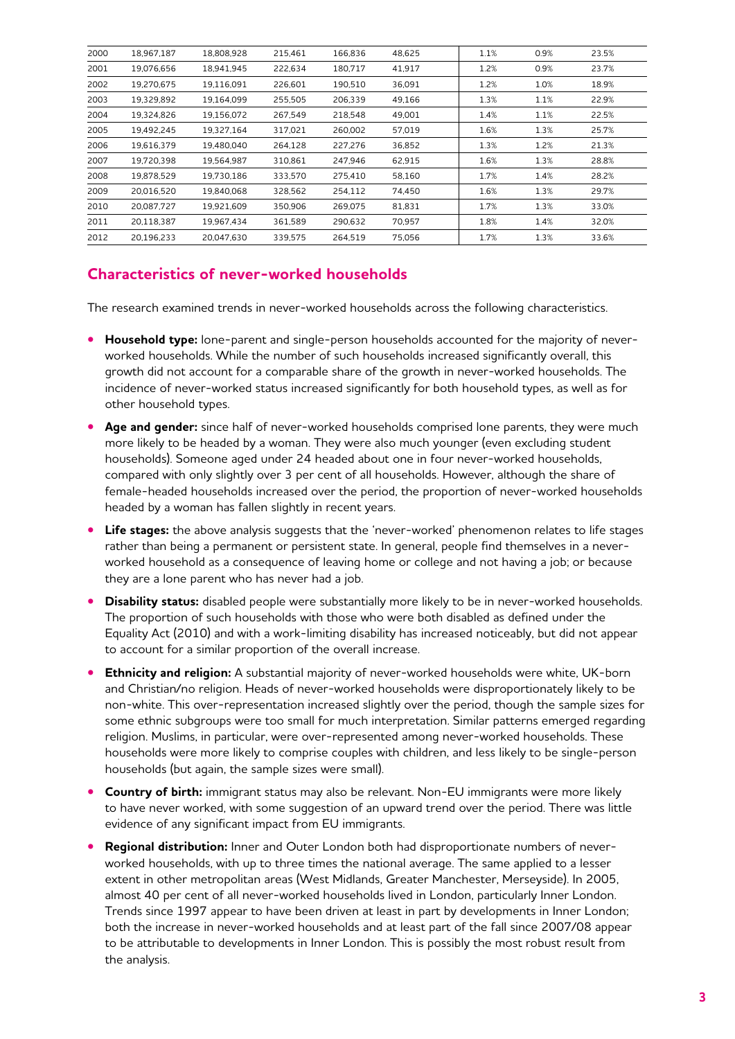| | | | | | | | | |
|---|---|---|---|---|---|---|---|---|
| 2000 | 18,967,187 | 18,808,928 | 215,461 | 166,836 | 48,625 | 1.1% | 0.9% | 23.5% |
| 2001 | 19,076,656 | 18,941,945 | 222,634 | 180,717 | 41,917 | 1.2% | 0.9% | 23.7% |
| 2002 | 19,270,675 | 19,116,091 | 226,601 | 190,510 | 36,091 | 1.2% | 1.0% | 18.9% |
| 2003 | 19,329,892 | 19,164,099 | 255,505 | 206,339 | 49,166 | 1.3% | 1.1% | 22.9% |
| 2004 | 19,324,826 | 19,156,072 | 267,549 | 218,548 | 49,001 | 1.4% | 1.1% | 22.5% |
| 2005 | 19,492,245 | 19,327,164 | 317,021 | 260,002 | 57,019 | 1.6% | 1.3% | 25.7% |
| 2006 | 19,616,379 | 19,480,040 | 264,128 | 227,276 | 36,852 | 1.3% | 1.2% | 21.3% |
| 2007 | 19,720,398 | 19,564,987 | 310,861 | 247,946 | 62,915 | 1.6% | 1.3% | 28.8% |
| 2008 | 19,878,529 | 19,730,186 | 333,570 | 275,410 | 58,160 | 1.7% | 1.4% | 28.2% |
| 2009 | 20,016,520 | 19,840,068 | 328,562 | 254,112 | 74,450 | 1.6% | 1.3% | 29.7% |
| 2010 | 20,087,727 | 19,921,609 | 350,906 | 269,075 | 81,831 | 1.7% | 1.3% | 33.0% |
| 2011 | 20,118,387 | 19,967,434 | 361,589 | 290,632 | 70,957 | 1.8% | 1.4% | 32.0% |
| 2012 | 20,196,233 | 20,047,630 | 339,575 | 264,519 | 75,056 | 1.7% | 1.3% | 33.6% |

## Characteristics of never-worked households

The research examined trends in never-worked households across the following characteristics.

- **Household type:** lone-parent and single-person households accounted for the majority of never-worked households. While the number of such households increased significantly overall, this growth did not account for a comparable share of the growth in never-worked households. The incidence of never-worked status increased significantly for both household types, as well as for other household types.
- **Age and gender:** since half of never-worked households comprised lone parents, they were much more likely to be headed by a woman. They were also much younger (even excluding student households). Someone aged under 24 headed about one in four never-worked households, compared with only slightly over 3 per cent of all households. However, although the share of female-headed households increased over the period, the proportion of never-worked households headed by a woman has fallen slightly in recent years.
- **Life stages:** the above analysis suggests that the 'never-worked' phenomenon relates to life stages rather than being a permanent or persistent state. In general, people find themselves in a never-worked household as a consequence of leaving home or college and not having a job; or because they are a lone parent who has never had a job.
- **Disability status:** disabled people were substantially more likely to be in never-worked households. The proportion of such households with those who were both disabled as defined under the Equality Act (2010) and with a work-limiting disability has increased noticeably, but did not appear to account for a similar proportion of the overall increase.
- **Ethnicity and religion:** A substantial majority of never-worked households were white, UK-born and Christian/no religion. Heads of never-worked households were disproportionately likely to be non-white. This over-representation increased slightly over the period, though the sample sizes for some ethnic subgroups were too small for much interpretation. Similar patterns emerged regarding religion. Muslims, in particular, were over-represented among never-worked households. These households were more likely to comprise couples with children, and less likely to be single-person households (but again, the sample sizes were small).
- **Country of birth:** immigrant status may also be relevant. Non-EU immigrants were more likely to have never worked, with some suggestion of an upward trend over the period. There was little evidence of any significant impact from EU immigrants.
- **Regional distribution:** Inner and Outer London both had disproportionate numbers of never-worked households, with up to three times the national average. The same applied to a lesser extent in other metropolitan areas (West Midlands, Greater Manchester, Merseyside). In 2005, almost 40 per cent of all never-worked households lived in London, particularly Inner London. Trends since 1997 appear to have been driven at least in part by developments in Inner London; both the increase in never-worked households and at least part of the fall since 2007/08 appear to be attributable to developments in Inner London. This is possibly the most robust result from the analysis.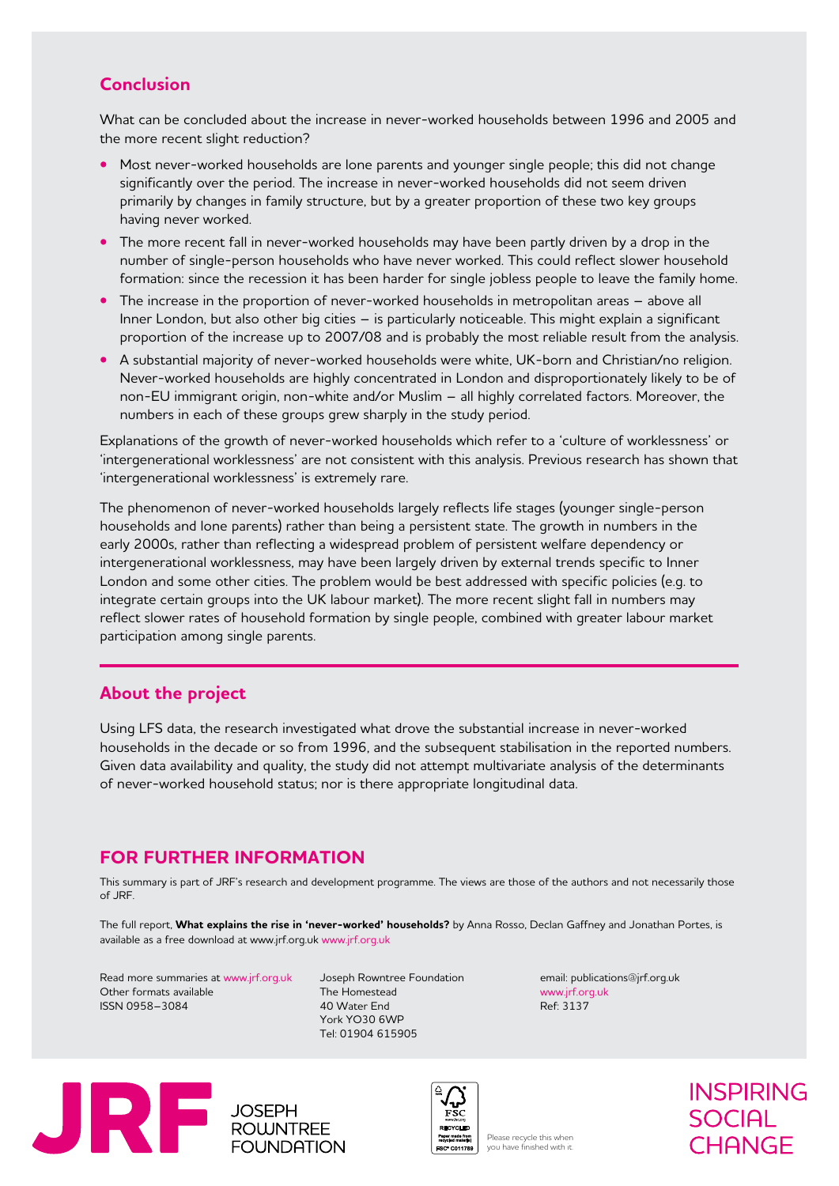## Conclusion

What can be concluded about the increase in never-worked households between 1996 and 2005 and the more recent slight reduction?

- Most never-worked households are lone parents and younger single people; this did not change significantly over the period. The increase in never-worked households did not seem driven primarily by changes in family structure, but by a greater proportion of these two key groups having never worked.
- The more recent fall in never-worked households may have been partly driven by a drop in the number of single-person households who have never worked. This could reflect slower household formation: since the recession it has been harder for single jobless people to leave the family home.
- The increase in the proportion of never-worked households in metropolitan areas – above all Inner London, but also other big cities – is particularly noticeable. This might explain a significant proportion of the increase up to 2007/08 and is probably the most reliable result from the analysis.
- A substantial majority of never-worked households were white, UK-born and Christian/no religion. Never-worked households are highly concentrated in London and disproportionately likely to be of non-EU immigrant origin, non-white and/or Muslim – all highly correlated factors. Moreover, the numbers in each of these groups grew sharply in the study period.

Explanations of the growth of never-worked households which refer to a 'culture of worklessness' or 'intergenerational worklessness' are not consistent with this analysis. Previous research has shown that 'intergenerational worklessness' is extremely rare.

The phenomenon of never-worked households largely reflects life stages (younger single-person households and lone parents) rather than being a persistent state. The growth in numbers in the early 2000s, rather than reflecting a widespread problem of persistent welfare dependency or intergenerational worklessness, may have been largely driven by external trends specific to Inner London and some other cities. The problem would be best addressed with specific policies (e.g. to integrate certain groups into the UK labour market). The more recent slight fall in numbers may reflect slower rates of household formation by single people, combined with greater labour market participation among single parents.

## About the project

Using LFS data, the research investigated what drove the substantial increase in never-worked households in the decade or so from 1996, and the subsequent stabilisation in the reported numbers. Given data availability and quality, the study did not attempt multivariate analysis of the determinants of never-worked household status; nor is there appropriate longitudinal data.

## FOR FURTHER INFORMATION

This summary is part of JRF's research and development programme. The views are those of the authors and not necessarily those of JRF.

The full report, **What explains the rise in 'never-worked' households?** by Anna Rosso, Declan Gaffney and Jonathan Portes, is available as a free download at www.jrf.org.uk www.jrf.org.uk

Read more summaries at www.jrf.org.uk
Other formats available
ISSN 0958–3084

Joseph Rowntree Foundation
The Homestead
40 Water End
York YO30 6WP
Tel: 01904 615905

email: publications@jrf.org.uk
www.jrf.org.uk
Ref: 3137

JRF JOSEPH ROWNTREE FOUNDATION

Please recycle this when you have finished with it.

INSPIRING SOCIAL CHANGE